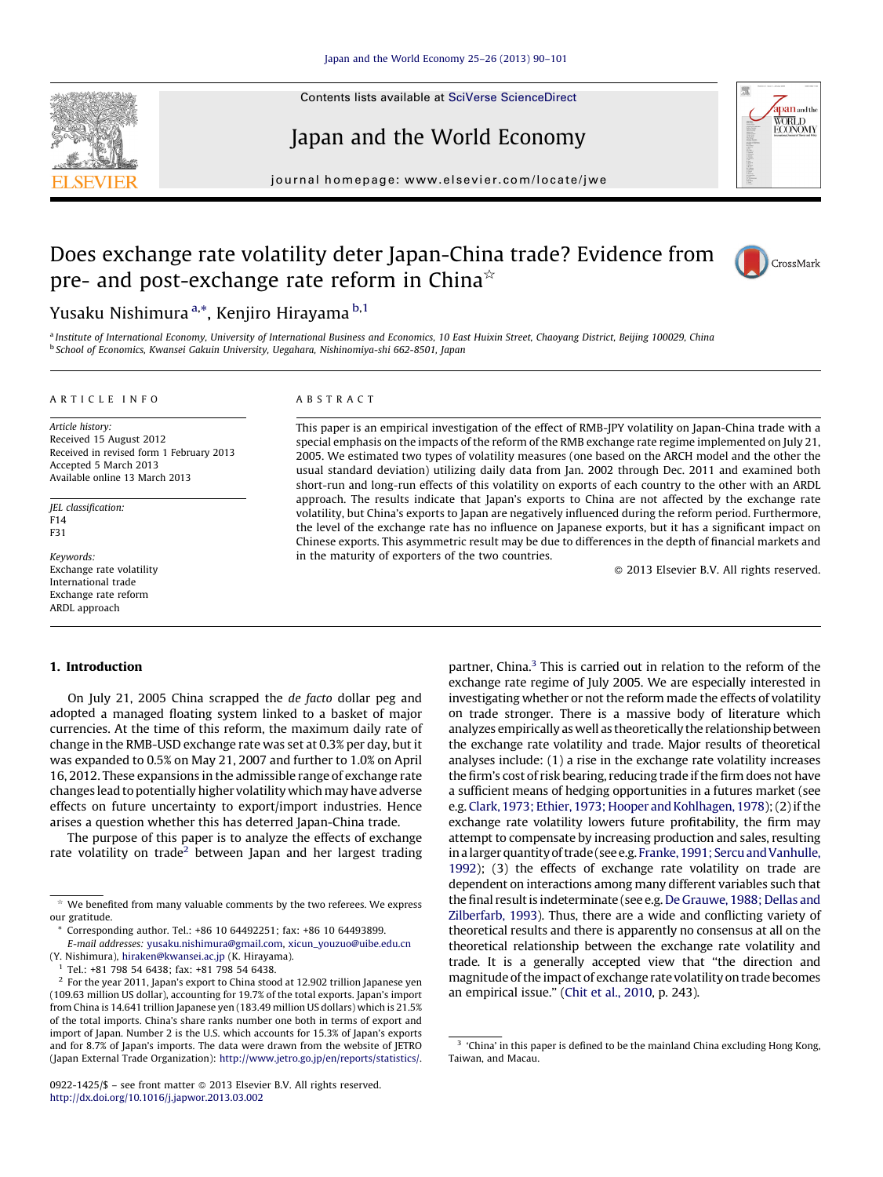# Does exchange rate volatility deter Japan-China trade? Evidence from pre- and post-exchange rate reform in China[☆]

Yusaku Nishimura[a,*], Kenjiro Hirayama[b,1]

[a] Institute of International Economy, University of International Business and Economics, 10 East Huixin Street, Chaoyang District, Beijing 100029, China
[b] School of Economics, Kwansei Gakuin University, Uegahara, Nishinomiya-shi 662-8501, Japan

## ARTICLE INFO

*Article history:*
Received 15 August 2012
Received in revised form 1 February 2013
Accepted 5 March 2013
Available online 13 March 2013

*JEL classification:*
F14
F31

*Keywords:*
Exchange rate volatility
International trade
Exchange rate reform
ARDL approach

## ABSTRACT

This paper is an empirical investigation of the effect of RMB-JPY volatility on Japan-China trade with a special emphasis on the impacts of the reform of the RMB exchange rate regime implemented on July 21, 2005. We estimated two types of volatility measures (one based on the ARCH model and the other the usual standard deviation) utilizing daily data from Jan. 2002 through Dec. 2011 and examined both short-run and long-run effects of this volatility on exports of each country to the other with an ARDL approach. The results indicate that Japan's exports to China are not affected by the exchange rate volatility, but China's exports to Japan are negatively influenced during the reform period. Furthermore, the level of the exchange rate has no influence on Japanese exports, but it has a significant impact on Chinese exports. This asymmetric result may be due to differences in the depth of financial markets and in the maturity of exporters of the two countries.

© 2013 Elsevier B.V. All rights reserved.

## 1. Introduction

On July 21, 2005 China scrapped the *de facto* dollar peg and adopted a managed floating system linked to a basket of major currencies. At the time of this reform, the maximum daily rate of change in the RMB-USD exchange rate was set at 0.3% per day, but it was expanded to 0.5% on May 21, 2007 and further to 1.0% on April 16, 2012. These expansions in the admissible range of exchange rate changes lead to potentially higher volatility which may have adverse effects on future uncertainty to export/import industries. Hence arises a question whether this has deterred Japan-China trade.

The purpose of this paper is to analyze the effects of exchange rate volatility on trade[2] between Japan and her largest trading partner, China.[3] This is carried out in relation to the reform of the exchange rate regime of July 2005. We are especially interested in investigating whether or not the reform made the effects of volatility on trade stronger. There is a massive body of literature which analyzes empirically as well as theoretically the relationship between the exchange rate volatility and trade. Major results of theoretical analyses include: (1) a rise in the exchange rate volatility increases the firm's cost of risk bearing, reducing trade if the firm does not have a sufficient means of hedging opportunities in a futures market (see e.g. Clark, 1973; Ethier, 1973; Hooper and Kohlhagen, 1978); (2) if the exchange rate volatility lowers future profitability, the firm may attempt to compensate by increasing production and sales, resulting in a larger quantity of trade (see e.g. Franke, 1991; Sercu and Vanhulle, 1992); (3) the effects of exchange rate volatility on trade are dependent on interactions among many different variables such that the final result is indeterminate (see e.g. De Grauwe, 1988; Dellas and Zilberfarb, 1993). Thus, there are a wide and conflicting variety of theoretical results and there is apparently no consensus at all on the theoretical relationship between the exchange rate volatility and trade. It is a generally accepted view that "the direction and magnitude of the impact of exchange rate volatility on trade becomes an empirical issue." (Chit et al., 2010, p. 243).

---

[☆] We benefited from many valuable comments by the two referees. We express our gratitude.

[*] Corresponding author. Tel.: +86 10 64492251; fax: +86 10 64493899.
E-mail addresses: yusaku.nishimura@gmail.com, xicun_youzuo@uibe.edu.cn (Y. Nishimura), hiraken@kwansei.ac.jp (K. Hirayama).

[1] Tel.: +81 798 54 6438; fax: +81 798 54 6438.

[2] For the year 2011, Japan's export to China stood at 12.902 trillion Japanese yen (109.63 million US dollar), accounting for 19.7% of the total exports. Japan's import from China is 14.641 trillion Japanese yen (183.49 million US dollars) which is 21.5% of the total imports. China's share ranks number one both in terms of export and import of Japan. Number 2 is the U.S. which accounts for 15.3% of Japan's exports and for 8.7% of Japan's imports. The data were drawn from the website of JETRO (Japan External Trade Organization): http://www.jetro.go.jp/en/reports/statistics/.

[3] 'China' in this paper is defined to be the mainland China excluding Hong Kong, Taiwan, and Macau.

0922-1425/$ – see front matter © 2013 Elsevier B.V. All rights reserved.
http://dx.doi.org/10.1016/j.japwor.2013.03.002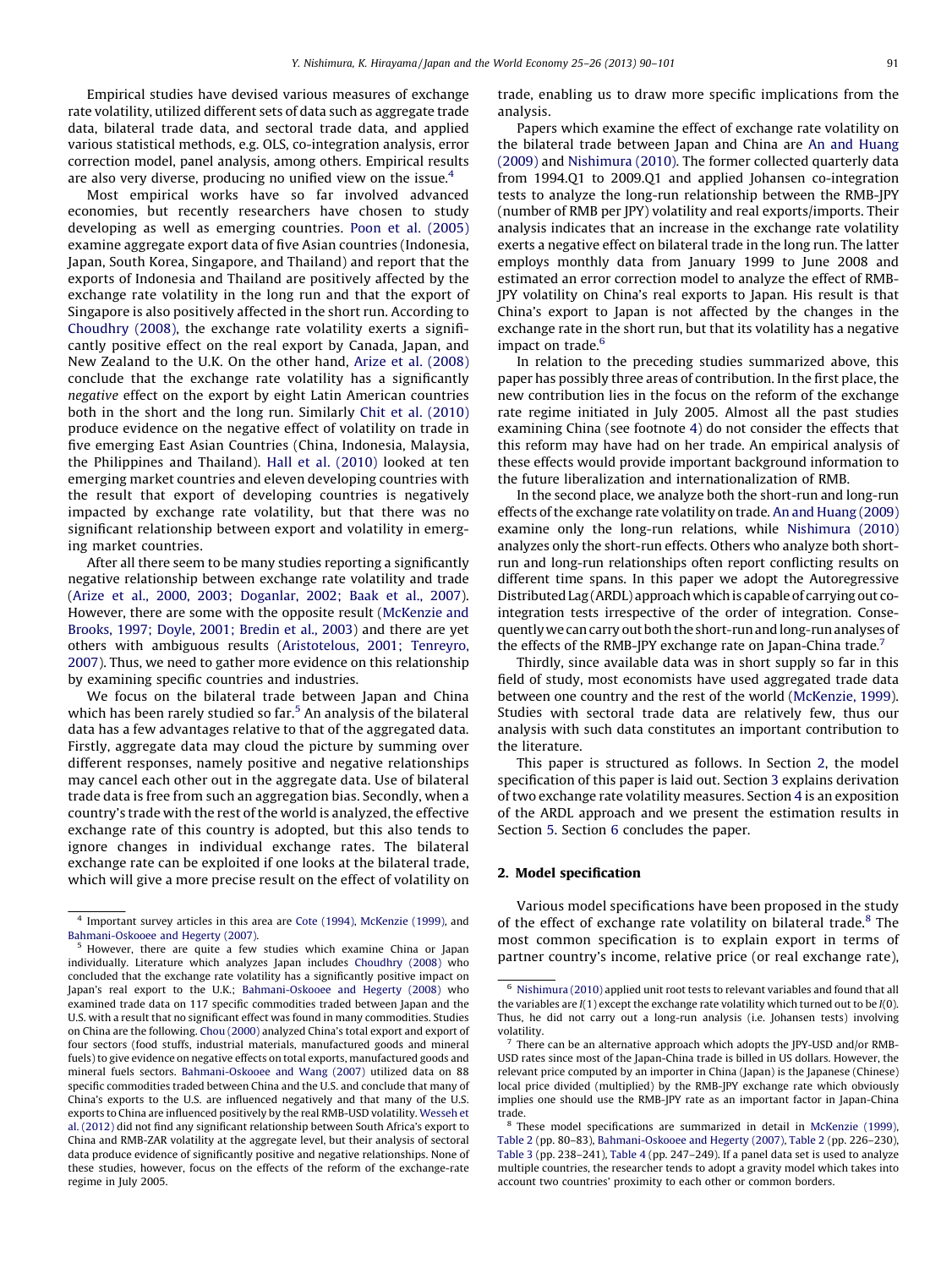Empirical studies have devised various measures of exchange rate volatility, utilized different sets of data such as aggregate trade data, bilateral trade data, and sectoral trade data, and applied various statistical methods, e.g. OLS, co-integration analysis, error correction model, panel analysis, among others. Empirical results are also very diverse, producing no unified view on the issue.[4]

Most empirical works have so far involved advanced economies, but recently researchers have chosen to study developing as well as emerging countries. Poon et al. (2005) examine aggregate export data of five Asian countries (Indonesia, Japan, South Korea, Singapore, and Thailand) and report that the exports of Indonesia and Thailand are positively affected by the exchange rate volatility in the long run and that the export of Singapore is also positively affected in the short run. According to Choudhry (2008), the exchange rate volatility exerts a significantly positive effect on the real export by Canada, Japan, and New Zealand to the U.K. On the other hand, Arize et al. (2008) conclude that the exchange rate volatility has a significantly *negative* effect on the export by eight Latin American countries both in the short and the long run. Similarly Chit et al. (2010) produce evidence on the negative effect of volatility on trade in five emerging East Asian Countries (China, Indonesia, Malaysia, the Philippines and Thailand). Hall et al. (2010) looked at ten emerging market countries and eleven developing countries with the result that export of developing countries is negatively impacted by exchange rate volatility, but that there was no significant relationship between export and volatility in emerging market countries.

After all there seem to be many studies reporting a significantly negative relationship between exchange rate volatility and trade (Arize et al., 2000, 2003; Doganlar, 2002; Baak et al., 2007). However, there are some with the opposite result (McKenzie and Brooks, 1997; Doyle, 2001; Bredin et al., 2003) and there are yet others with ambiguous results (Aristotelous, 2001; Tenreyro, 2007). Thus, we need to gather more evidence on this relationship by examining specific countries and industries.

We focus on the bilateral trade between Japan and China which has been rarely studied so far.[5] An analysis of the bilateral data has a few advantages relative to that of the aggregated data. Firstly, aggregate data may cloud the picture by summing over different responses, namely positive and negative relationships may cancel each other out in the aggregate data. Use of bilateral trade data is free from such an aggregation bias. Secondly, when a country's trade with the rest of the world is analyzed, the effective exchange rate of this country is adopted, but this also tends to ignore changes in individual exchange rates. The bilateral exchange rate can be exploited if one looks at the bilateral trade, which will give a more precise result on the effect of volatility on trade, enabling us to draw more specific implications from the analysis.

Papers which examine the effect of exchange rate volatility on the bilateral trade between Japan and China are An and Huang (2009) and Nishimura (2010). The former collected quarterly data from 1994.Q1 to 2009.Q1 and applied Johansen co-integration tests to analyze the long-run relationship between the RMB-JPY (number of RMB per JPY) volatility and real exports/imports. Their analysis indicates that an increase in the exchange rate volatility exerts a negative effect on bilateral trade in the long run. The latter employs monthly data from January 1999 to June 2008 and estimated an error correction model to analyze the effect of RMB-JPY volatility on China's real exports to Japan. His result is that China's export to Japan is not affected by the changes in the exchange rate in the short run, but that its volatility has a negative impact on trade.[6]

In relation to the preceding studies summarized above, this paper has possibly three areas of contribution. In the first place, the new contribution lies in the focus on the reform of the exchange rate regime initiated in July 2005. Almost all the past studies examining China (see footnote 4) do not consider the effects that this reform may have had on her trade. An empirical analysis of these effects would provide important background information to the future liberalization and internationalization of RMB.

In the second place, we analyze both the short-run and long-run effects of the exchange rate volatility on trade. An and Huang (2009) examine only the long-run relations, while Nishimura (2010) analyzes only the short-run effects. Others who analyze both short-run and long-run relationships often report conflicting results on different time spans. In this paper we adopt the Autoregressive Distributed Lag (ARDL) approach which is capable of carrying out co-integration tests irrespective of the order of integration. Consequently we can carry out both the short-run and long-run analyses of the effects of the RMB-JPY exchange rate on Japan-China trade.[7]

Thirdly, since available data was in short supply so far in this field of study, most economists have used aggregated trade data between one country and the rest of the world (McKenzie, 1999). Studies with sectoral trade data are relatively few, thus our analysis with such data constitutes an important contribution to the literature.

This paper is structured as follows. In Section 2, the model specification of this paper is laid out. Section 3 explains derivation of two exchange rate volatility measures. Section 4 is an exposition of the ARDL approach and we present the estimation results in Section 5. Section 6 concludes the paper.

## 2. Model specification

Various model specifications have been proposed in the study of the effect of exchange rate volatility on bilateral trade.[8] The most common specification is to explain export in terms of partner country's income, relative price (or real exchange rate),

---

[4] Important survey articles in this area are Cote (1994), McKenzie (1999), and Bahmani-Oskooee and Hegerty (2007).

[5] However, there are quite a few studies which examine China or Japan individually. Literature which analyzes Japan includes Choudhry (2008) who concluded that the exchange rate volatility has a significantly positive impact on Japan's real export to the U.K.; Bahmani-Oskooee and Hegerty (2008) who examined trade data on 117 specific commodities traded between Japan and the U.S. with a result that no significant effect was found in many commodities. Studies on China are the following. Chou (2000) analyzed China's total export and export of four sectors (food stuffs, industrial materials, manufactured goods and mineral fuels) to give evidence on negative effects on total exports, manufactured goods and mineral fuels sectors. Bahmani-Oskooee and Wang (2007) utilized data on 88 specific commodities traded between China and the U.S. and conclude that many of China's exports to the U.S. are influenced negatively and that many of the U.S. exports to China are influenced positively by the real RMB-USD volatility. Wesseh et al. (2012) did not find any significant relationship between South Africa's export to China and RMB-ZAR volatility at the aggregate level, but their analysis of sectoral data produce evidence of significantly positive and negative relationships. None of these studies, however, focus on the effects of the reform of the exchange-rate regime in July 2005.

[6] Nishimura (2010) applied unit root tests to relevant variables and found that all the variables are $I(1)$ except the exchange rate volatility which turned out to be $I(0)$. Thus, he did not carry out a long-run analysis (i.e. Johansen tests) involving volatility.

[7] There can be an alternative approach which adopts the JPY-USD and/or RMB-USD rates since most of the Japan-China trade is billed in US dollars. However, the relevant price computed by an importer in China (Japan) is the Japanese (Chinese) local price divided (multiplied) by the RMB-JPY exchange rate which obviously implies one should use the RMB-JPY rate as an important factor in Japan-China trade.

[8] These model specifications are summarized in detail in McKenzie (1999), Table 2 (pp. 80–83), Bahmani-Oskooee and Hegerty (2007), Table 2 (pp. 226–230), Table 3 (pp. 238–241), Table 4 (pp. 247–249). If a panel data set is used to analyze multiple countries, the researcher tends to adopt a gravity model which takes into account two countries' proximity to each other or common borders.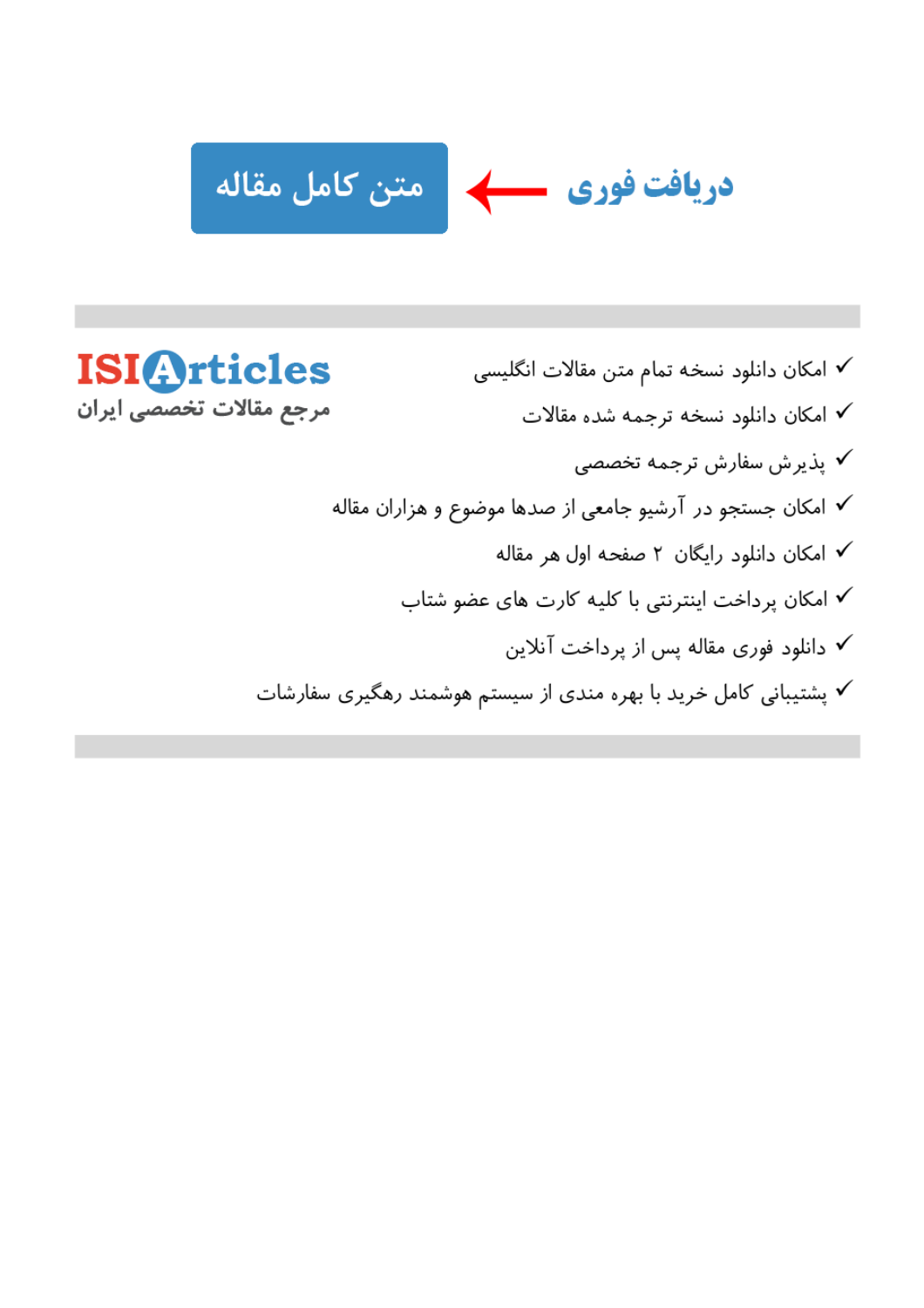دریافت فوری ← متن کامل مقاله

**ISIArticles**
مرجع مقالات تخصصی ایران

- ✓ امکان دانلود نسخه تمام متن مقالات انگلیسی
- ✓ امکان دانلود نسخه ترجمه شده مقالات
- ✓ پذیرش سفارش ترجمه تخصصی
- ✓ امکان جستجو در آرشیو جامعی از صدها موضوع و هزاران مقاله
- ✓ امکان دانلود رایگان ۲ صفحه اول هر مقاله
- ✓ امکان پرداخت اینترنتی با کلیه کارت های عضو شتاب
- ✓ دانلود فوری مقاله پس از پرداخت آنلاین
- ✓ پشتیبانی کامل خرید با بهره مندی از سیستم هوشمند رهگیری سفارشات